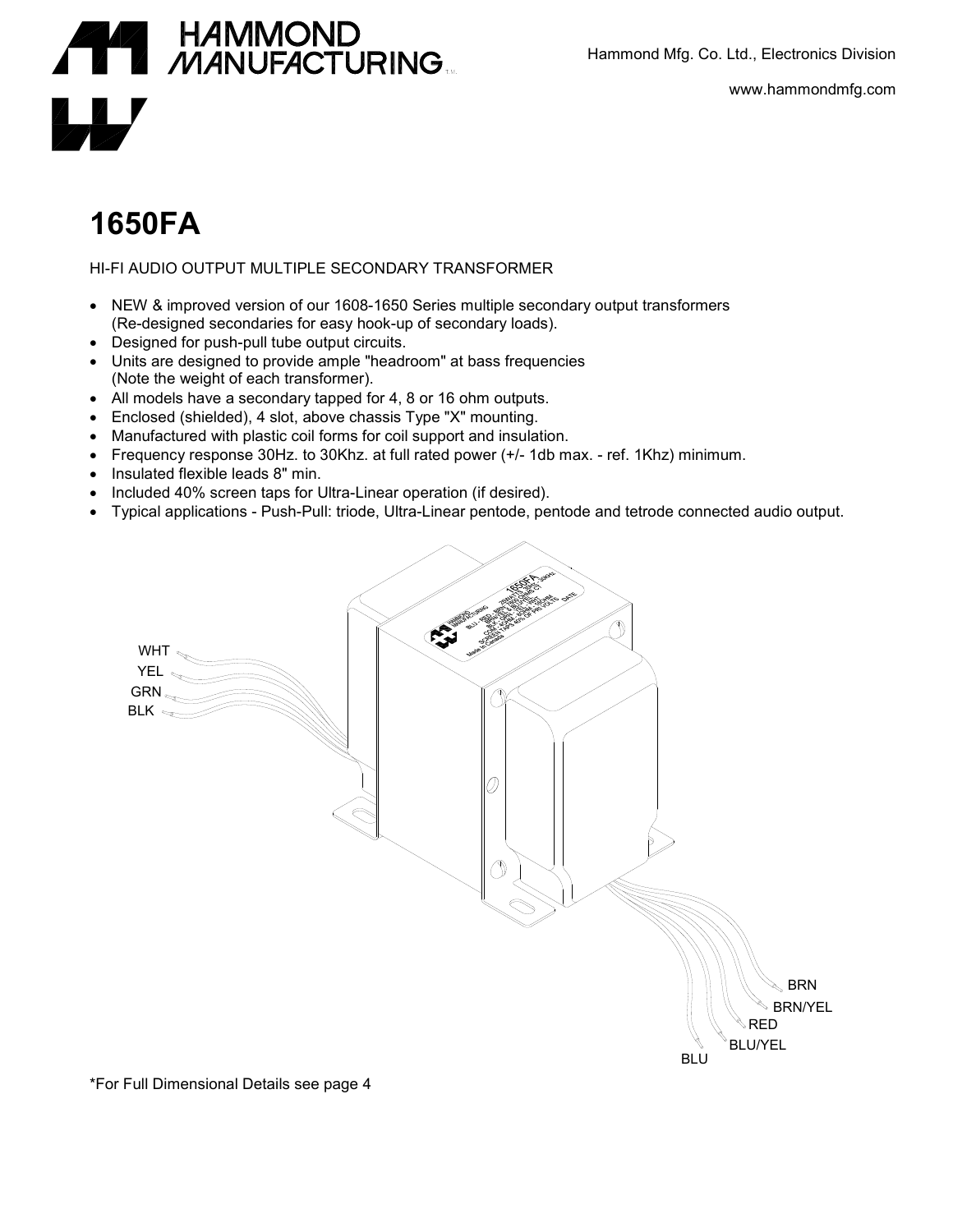Hammond Mfg. Co. Ltd., Electronics Division

www.hammondmfg.com

# 1650FA

HI-FI AUDIO OUTPUT MULTIPLE SECONDARY TRANSFORMER

- NEW & improved version of our 1608-1650 Series multiple secondary output transformers (Re-designed secondaries for easy hook-up of secondary loads).
- Designed for push-pull tube output circuits.
- Units are designed to provide ample "headroom" at bass frequencies (Note the weight of each transformer).
- All models have a secondary tapped for 4, 8 or 16 ohm outputs.
- Enclosed (shielded), 4 slot, above chassis Type "X" mounting.
- Manufactured with plastic coil forms for coil support and insulation.
- Frequency response 30Hz. to 30Khz. at full rated power (+/- 1db max. - ref. 1Khz) minimum.
- Insulated flexible leads 8" min.
- Included 40% screen taps for Ultra-Linear operation (if desired).
- Typical applications - Push-Pull: triode, Ultra-Linear pentode, pentode and tetrode connected audio output.

WHT
YEL
GRN
BLK

BRN
BRN/YEL
RED
BLU/YEL
BLU

*For Full Dimensional Details see page 4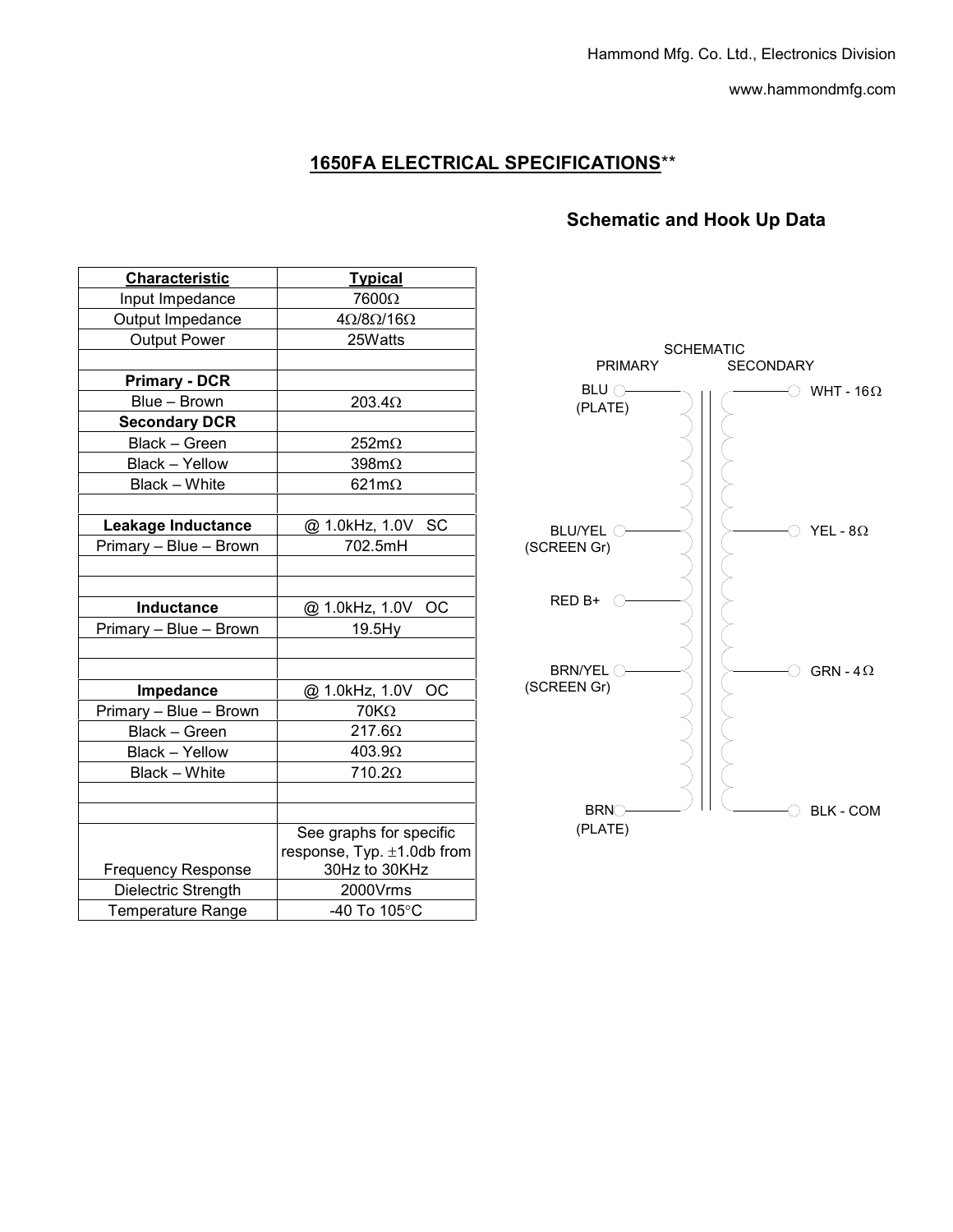Hammond Mfg. Co. Ltd., Electronics Division

www.hammondmfg.com

## 1650FA ELECTRICAL SPECIFICATIONS**

### Schematic and Hook Up Data

| Characteristic | Typical |
|---|---|
| Input Impedance | 7600Ω |
| Output Impedance | 4Ω/8Ω/16Ω |
| Output Power | 25Watts |
| | |
| **Primary - DCR** | |
| Blue – Brown | 203.4Ω |
| **Secondary DCR** | |
| Black – Green | 252mΩ |
| Black – Yellow | 398mΩ |
| Black – White | 621mΩ |
| | |
| **Leakage Inductance** | @ 1.0kHz, 1.0V SC |
| Primary – Blue – Brown | 702.5mH |
| | |
| | |
| **Inductance** | @ 1.0kHz, 1.0V OC |
| Primary – Blue – Brown | 19.5Hy |
| | |
| | |
| **Impedance** | @ 1.0kHz, 1.0V OC |
| Primary – Blue – Brown | 70KΩ |
| Black – Green | 217.6Ω |
| Black – Yellow | 403.9Ω |
| Black – White | 710.2Ω |
| | |
| | |
| Frequency Response | See graphs for specific response, Typ. ±1.0db from 30Hz to 30KHz |
| Dielectric Strength | 2000Vrms |
| Temperature Range | -40 To 105°C |

SCHEMATIC

| PRIMARY | SECONDARY |
|---|---|
| BLU (PLATE) | WHT - 16Ω |
| BLU/YEL (SCREEN Gr) | YEL - 8Ω |
| RED B+ | |
| BRN/YEL (SCREEN Gr) | GRN - 4Ω |
| BRN (PLATE) | BLK - COM |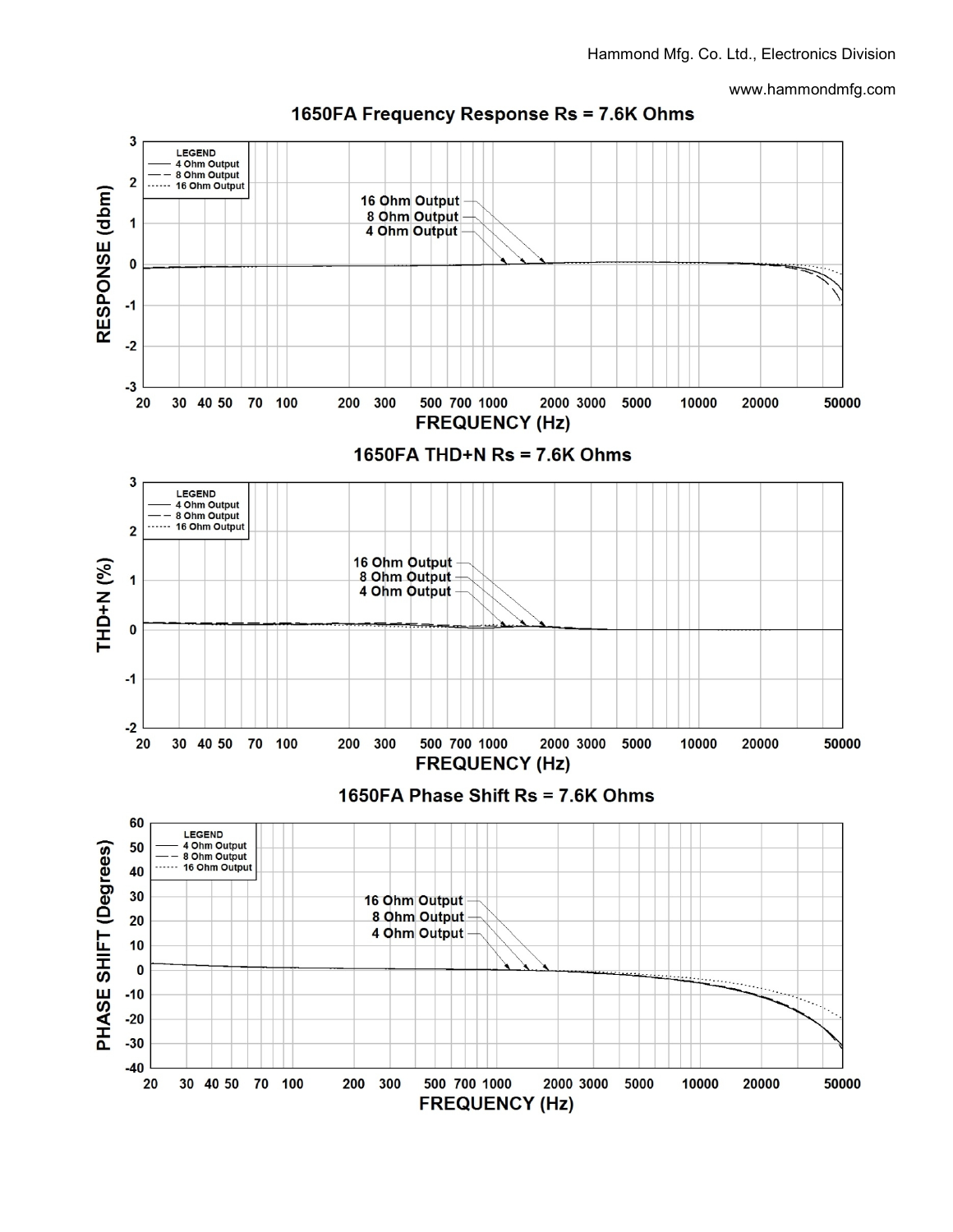## 1650FA Frequency Response Rs = 7.6K Ohms

LEGEND
- 4 Ohm Output
- 8 Ohm Output
- 16 Ohm Output

16 Ohm Output
8 Ohm Output
4 Ohm Output

RESPONSE (dbm)

FREQUENCY (Hz)

## 1650FA THD+N Rs = 7.6K Ohms

LEGEND
- 4 Ohm Output
- 8 Ohm Output
- 16 Ohm Output

16 Ohm Output
8 Ohm Output
4 Ohm Output

THD+N (%)

FREQUENCY (Hz)

## 1650FA Phase Shift Rs = 7.6K Ohms

LEGEND
- 4 Ohm Output
- 8 Ohm Output
- 16 Ohm Output

16 Ohm Output
8 Ohm Output
4 Ohm Output

PHASE SHIFT (Degrees)

FREQUENCY (Hz)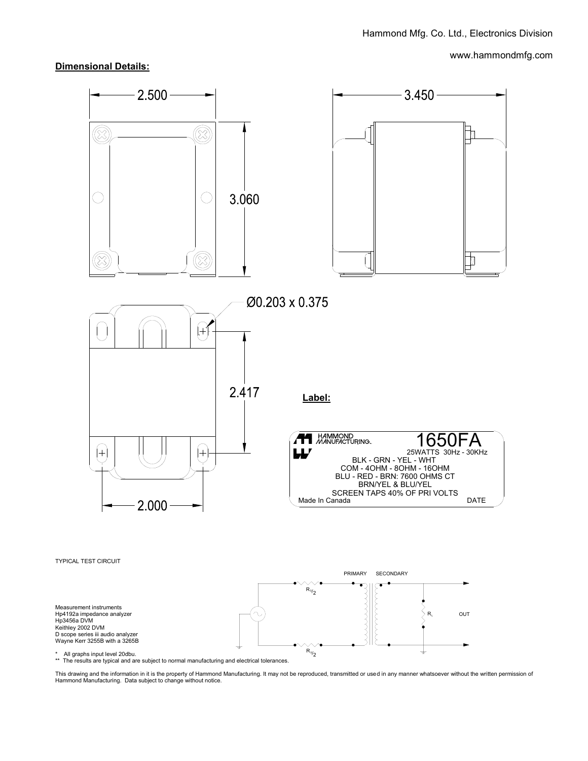Hammond Mfg. Co. Ltd., Electronics Division

www.hammondmfg.com

**Dimensional Details:**

2.500

3.450

3.060

Ø0.203 x 0.375

2.417

2.000

**Label:**

HAMMOND MANUFACTURING.

1650FA

25WATTS 30Hz - 30KHz

BLK - GRN - YEL - WHT

COM - 4OHM - 8OHM - 16OHM

BLU - RED - BRN: 7600 OHMS CT

BRN/YEL & BLU/YEL

SCREEN TAPS 40% OF PRI VOLTS

Made In Canada

DATE

TYPICAL TEST CIRCUIT

PRIMARY SECONDARY

$R_s/2$

$R_L$

OUT

$R_s/2$

Measurement instruments
Hp4192a impedance analyzer
Hp3456a DVM
Keithley 2002 DVM
D scope series iii audio analyzer
Wayne Kerr 3255B with a 3265B

\* All graphs input level 20dbu.
\*\* The results are typical and are subject to normal manufacturing and electrical tolerances.

This drawing and the information in it is the property of Hammond Manufacturing. It may not be reproduced, transmitted or used in any manner whatsoever without the written permission of Hammond Manufacturing. Data subject to change without notice.